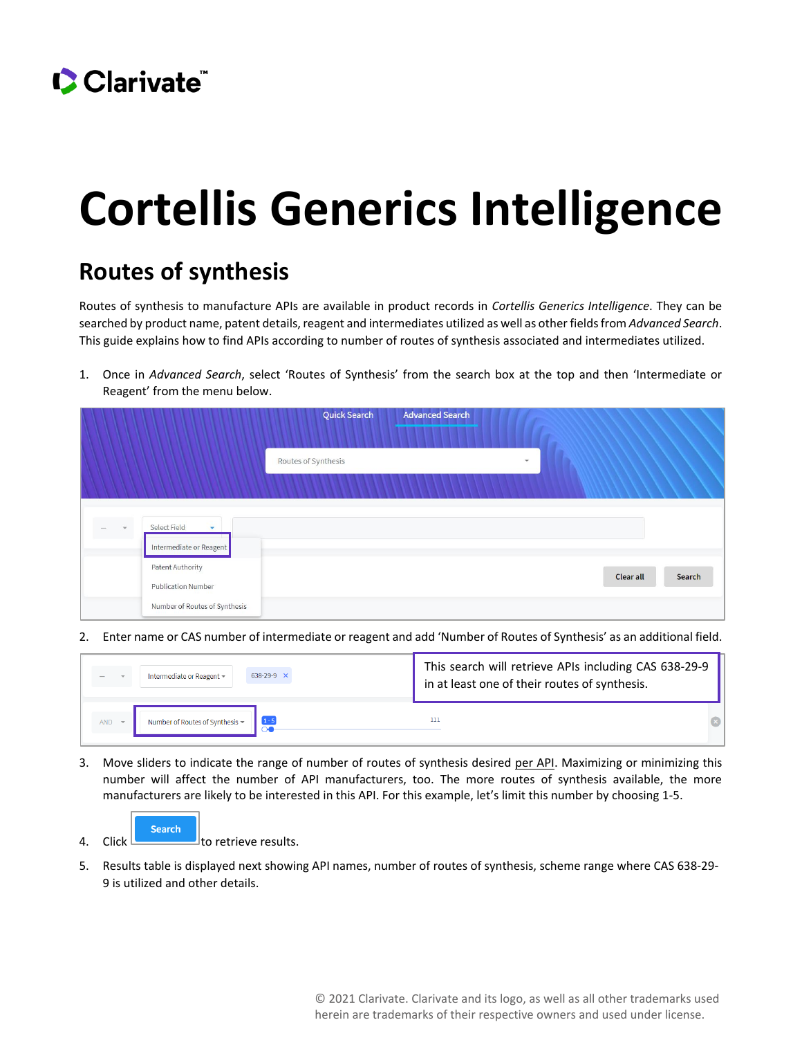# Cortellis Generics Intelligence

## Routes of synthesis

Routes of synthesis to manufacture APIs are available in product records in *Cortellis Generics Intelligence*. They can be searched by product name, patent details, reagent and intermediates utilized as well as other fields from *Advanced Search*. This guide explains how to find APIs according to number of routes of synthesis associated and intermediates utilized.

1. Once in *Advanced Search*, select 'Routes of Synthesis' from the search box at the top and then 'Intermediate or Reagent' from the menu below.

2. Enter name or CAS number of intermediate or reagent and add 'Number of Routes of Synthesis' as an additional field.

This search will retrieve APIs including CAS 638-29-9 in at least one of their routes of synthesis.

3. Move sliders to indicate the range of number of routes of synthesis desired per API. Maximizing or minimizing this number will affect the number of API manufacturers, too. The more routes of synthesis available, the more manufacturers are likely to be interested in this API. For this example, let's limit this number by choosing 1-5.

4. Click **Search** to retrieve results.

5. Results table is displayed next showing API names, number of routes of synthesis, scheme range where CAS 638-29-9 is utilized and other details.

© 2021 Clarivate. Clarivate and its logo, as well as all other trademarks used herein are trademarks of their respective owners and used under license.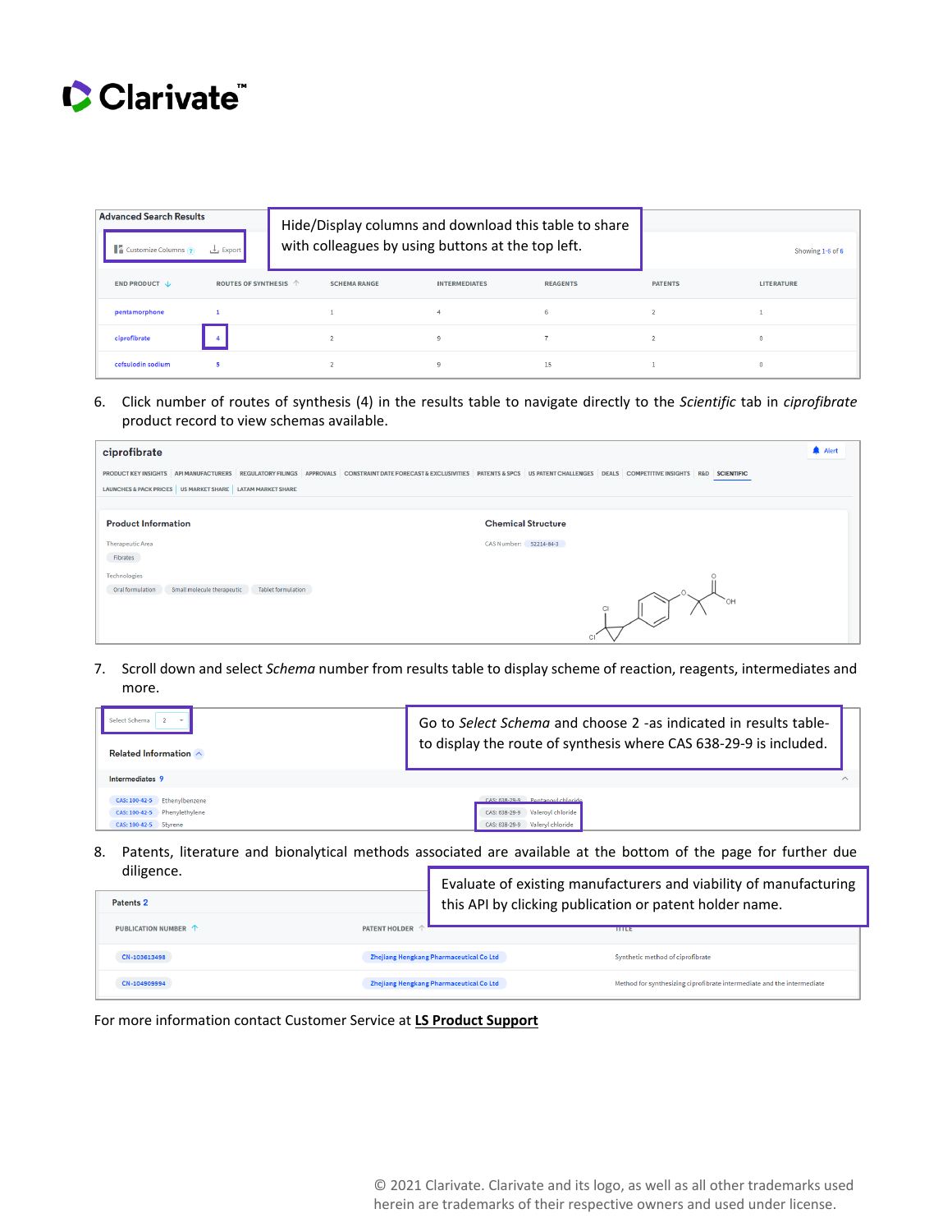Hide/Display columns and download this table to share with colleagues by using buttons at the top left.

6. Click number of routes of synthesis (4) in the results table to navigate directly to the *Scientific* tab in *ciprofibrate* product record to view schemas available.

7. Scroll down and select *Schema* number from results table to display scheme of reaction, reagents, intermediates and more.

Go to *Select Schema* and choose 2 -as indicated in results table- to display the route of synthesis where CAS 638-29-9 is included.

8. Patents, literature and bionalytical methods associated are available at the bottom of the page for further due diligence.

Evaluate of existing manufacturers and viability of manufacturing this API by clicking publication or patent holder name.

For more information contact Customer Service at **LS Product Support**

© 2021 Clarivate. Clarivate and its logo, as well as all other trademarks used herein are trademarks of their respective owners and used under license.